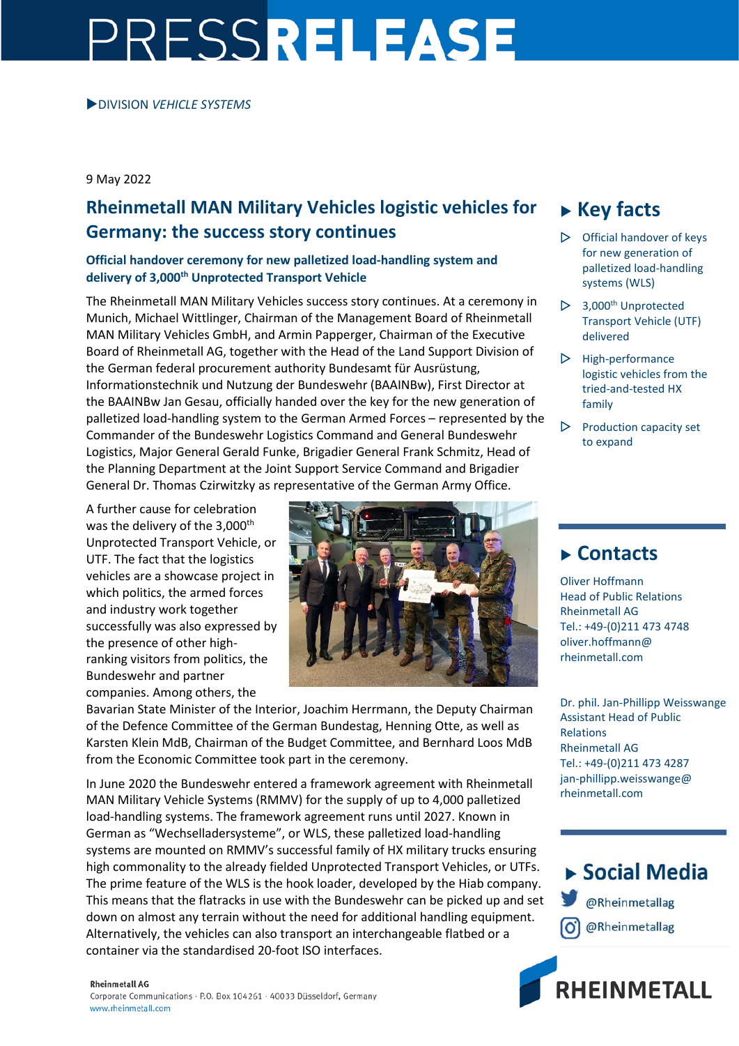# PRESSRELEASE

▶DIVISION *VEHICLE SYSTEMS*

9 May 2022

## Rheinmetall MAN Military Vehicles logistic vehicles for Germany: the success story continues

### Official handover ceremony for new palletized load-handling system and delivery of 3,000th Unprotected Transport Vehicle

The Rheinmetall MAN Military Vehicles success story continues. At a ceremony in Munich, Michael Wittlinger, Chairman of the Management Board of Rheinmetall MAN Military Vehicles GmbH, and Armin Papperger, Chairman of the Executive Board of Rheinmetall AG, together with the Head of the Land Support Division of the German federal procurement authority Bundesamt für Ausrüstung, Informationstechnik und Nutzung der Bundeswehr (BAAINBw), First Director at the BAAINBw Jan Gesau, officially handed over the key for the new generation of palletized load-handling system to the German Armed Forces – represented by the Commander of the Bundeswehr Logistics Command and General Bundeswehr Logistics, Major General Gerald Funke, Brigadier General Frank Schmitz, Head of the Planning Department at the Joint Support Service Command and Brigadier General Dr. Thomas Czirwitzky as representative of the German Army Office.

A further cause for celebration was the delivery of the 3,000th Unprotected Transport Vehicle, or UTF. The fact that the logistics vehicles are a showcase project in which politics, the armed forces and industry work together successfully was also expressed by the presence of other high-ranking visitors from politics, the Bundeswehr and partner companies. Among others, the Bavarian State Minister of the Interior, Joachim Herrmann, the Deputy Chairman of the Defence Committee of the German Bundestag, Henning Otte, as well as Karsten Klein MdB, Chairman of the Budget Committee, and Bernhard Loos MdB from the Economic Committee took part in the ceremony.

In June 2020 the Bundeswehr entered a framework agreement with Rheinmetall MAN Military Vehicle Systems (RMMV) for the supply of up to 4,000 palletized load-handling systems. The framework agreement runs until 2027. Known in German as "Wechselladersysteme", or WLS, these palletized load-handling systems are mounted on RMMV's successful family of HX military trucks ensuring high commonality to the already fielded Unprotected Transport Vehicles, or UTFs. The prime feature of the WLS is the hook loader, developed by the Hiab company. This means that the flatracks in use with the Bundeswehr can be picked up and set down on almost any terrain without the need for additional handling equipment. Alternatively, the vehicles can also transport an interchangeable flatbed or a container via the standardised 20-foot ISO interfaces.

## ▸ Key facts

- ▷ Official handover of keys for new generation of palletized load-handling systems (WLS)
- ▷ 3,000th Unprotected Transport Vehicle (UTF) delivered
- ▷ High-performance logistic vehicles from the tried-and-tested HX family
- ▷ Production capacity set to expand

## ▸ Contacts

Oliver Hoffmann
Head of Public Relations
Rheinmetall AG
Tel.: +49-(0)211 473 4748
oliver.hoffmann@rheinmetall.com

Dr. phil. Jan-Phillipp Weisswange
Assistant Head of Public Relations
Rheinmetall AG
Tel.: +49-(0)211 473 4287
jan-phillipp.weisswange@rheinmetall.com

## ▸ Social Media

@Rheinmetallag
@Rheinmetallag

RHEINMETALL

**Rheinmetall AG**
Corporate Communications · P.O. Box 104261 · 40033 Düsseldorf, Germany
www.rheinmetall.com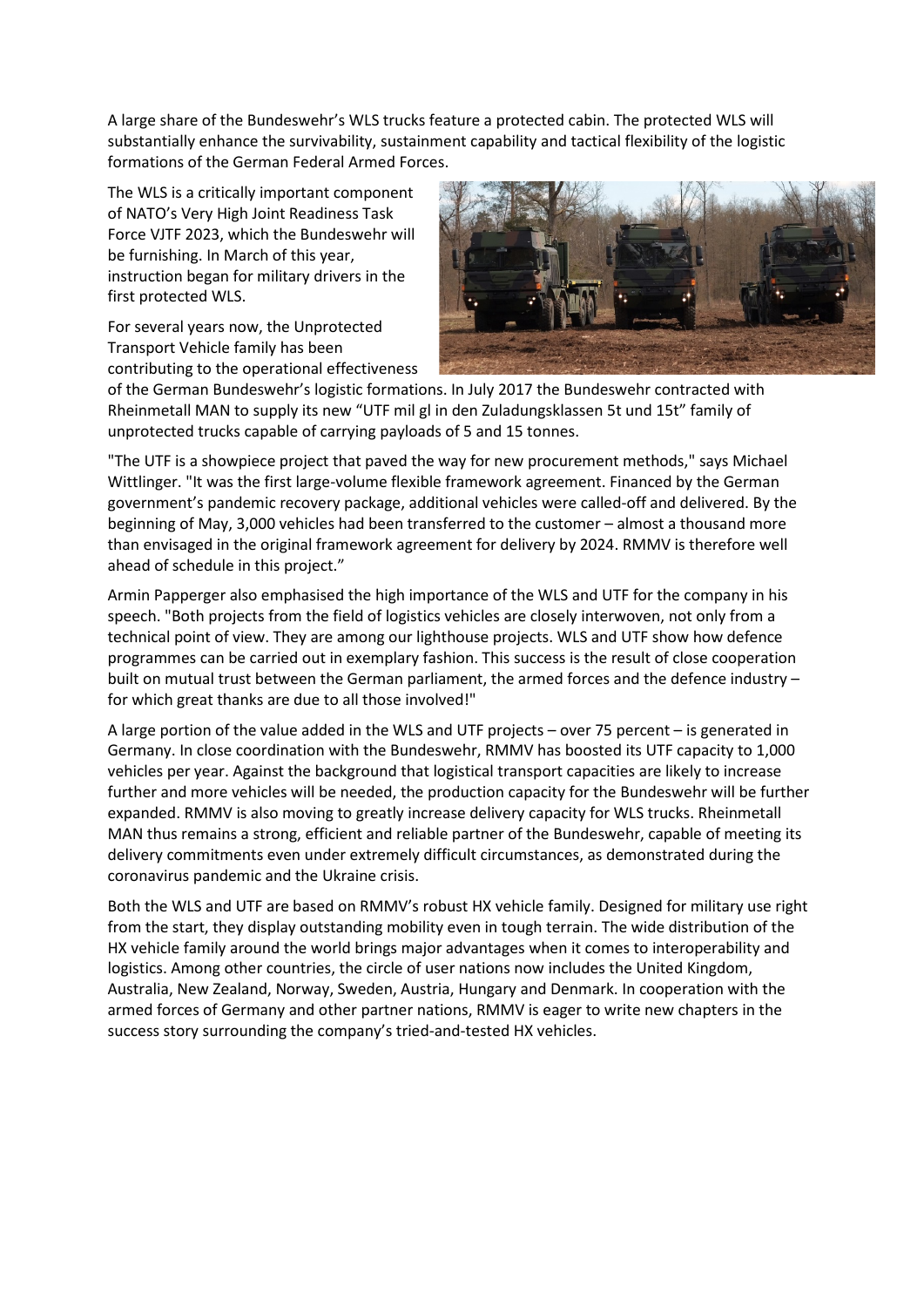A large share of the Bundeswehr's WLS trucks feature a protected cabin. The protected WLS will substantially enhance the survivability, sustainment capability and tactical flexibility of the logistic formations of the German Federal Armed Forces.

The WLS is a critically important component of NATO's Very High Joint Readiness Task Force VJTF 2023, which the Bundeswehr will be furnishing. In March of this year, instruction began for military drivers in the first protected WLS.

For several years now, the Unprotected Transport Vehicle family has been contributing to the operational effectiveness of the German Bundeswehr's logistic formations. In July 2017 the Bundeswehr contracted with Rheinmetall MAN to supply its new "UTF mil gl in den Zuladungsklassen 5t und 15t" family of unprotected trucks capable of carrying payloads of 5 and 15 tonnes.

"The UTF is a showpiece project that paved the way for new procurement methods," says Michael Wittlinger. "It was the first large-volume flexible framework agreement. Financed by the German government's pandemic recovery package, additional vehicles were called-off and delivered. By the beginning of May, 3,000 vehicles had been transferred to the customer – almost a thousand more than envisaged in the original framework agreement for delivery by 2024. RMMV is therefore well ahead of schedule in this project."

Armin Papperger also emphasised the high importance of the WLS and UTF for the company in his speech. "Both projects from the field of logistics vehicles are closely interwoven, not only from a technical point of view. They are among our lighthouse projects. WLS and UTF show how defence programmes can be carried out in exemplary fashion. This success is the result of close cooperation built on mutual trust between the German parliament, the armed forces and the defence industry – for which great thanks are due to all those involved!"

A large portion of the value added in the WLS and UTF projects – over 75 percent – is generated in Germany. In close coordination with the Bundeswehr, RMMV has boosted its UTF capacity to 1,000 vehicles per year. Against the background that logistical transport capacities are likely to increase further and more vehicles will be needed, the production capacity for the Bundeswehr will be further expanded. RMMV is also moving to greatly increase delivery capacity for WLS trucks. Rheinmetall MAN thus remains a strong, efficient and reliable partner of the Bundeswehr, capable of meeting its delivery commitments even under extremely difficult circumstances, as demonstrated during the coronavirus pandemic and the Ukraine crisis.

Both the WLS and UTF are based on RMMV's robust HX vehicle family. Designed for military use right from the start, they display outstanding mobility even in tough terrain. The wide distribution of the HX vehicle family around the world brings major advantages when it comes to interoperability and logistics. Among other countries, the circle of user nations now includes the United Kingdom, Australia, New Zealand, Norway, Sweden, Austria, Hungary and Denmark. In cooperation with the armed forces of Germany and other partner nations, RMMV is eager to write new chapters in the success story surrounding the company's tried-and-tested HX vehicles.